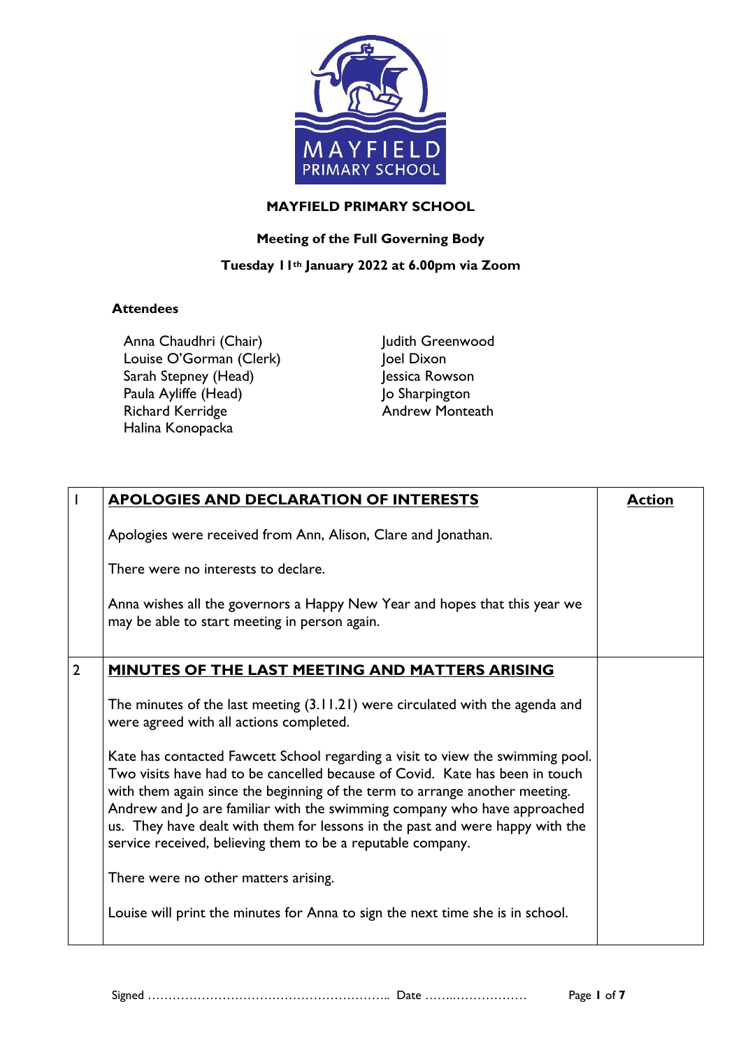# MAYFIELD PRIMARY SCHOOL

## Meeting of the Full Governing Body

### Tuesday 11th January 2022 at 6.00pm via Zoom

**Attendees**

Anna Chaudhri (Chair)
Louise O'Gorman (Clerk)
Sarah Stepney (Head)
Paula Ayliffe (Head)
Richard Kerridge
Halina Konopacka
Judith Greenwood
Joel Dixon
Jessica Rowson
Jo Sharpington
Andrew Monteath

| | | Action |
|---|---|---|
| 1 | **APOLOGIES AND DECLARATION OF INTERESTS**<br><br>Apologies were received from Ann, Alison, Clare and Jonathan.<br><br>There were no interests to declare.<br><br>Anna wishes all the governors a Happy New Year and hopes that this year we may be able to start meeting in person again. | |
| 2 | **MINUTES OF THE LAST MEETING AND MATTERS ARISING**<br><br>The minutes of the last meeting (3.11.21) were circulated with the agenda and were agreed with all actions completed.<br><br>Kate has contacted Fawcett School regarding a visit to view the swimming pool. Two visits have had to be cancelled because of Covid. Kate has been in touch with them again since the beginning of the term to arrange another meeting. Andrew and Jo are familiar with the swimming company who have approached us. They have dealt with them for lessons in the past and were happy with the service received, believing them to be a reputable company.<br><br>There were no other matters arising.<br><br>Louise will print the minutes for Anna to sign the next time she is in school. | |

Signed ………………………………………………….. Date ……..………………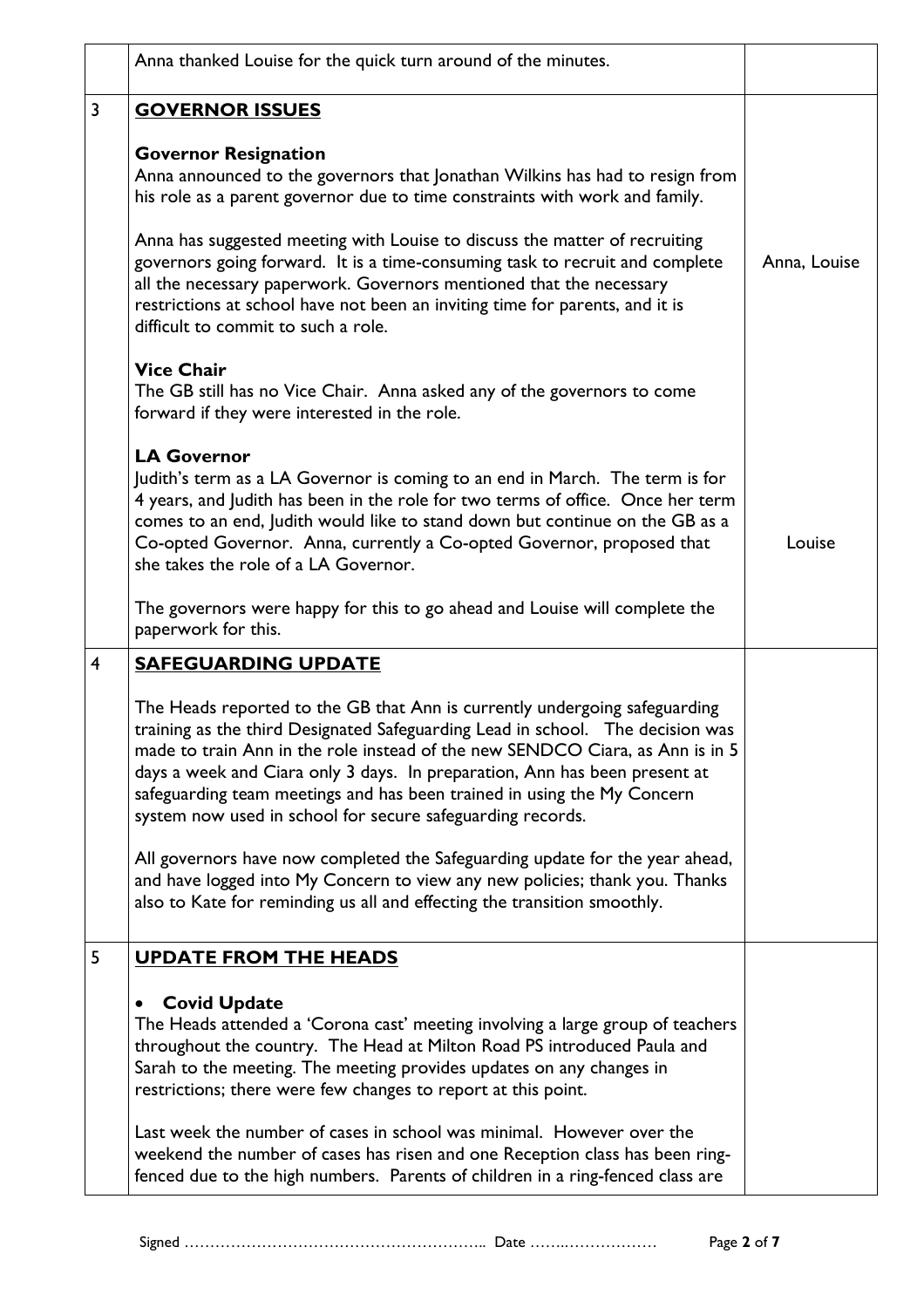| | | |
|---|---|---|
| | Anna thanked Louise for the quick turn around of the minutes. | |
| 3 | **GOVERNOR ISSUES**<br><br>**Governor Resignation**<br>Anna announced to the governors that Jonathan Wilkins has had to resign from his role as a parent governor due to time constraints with work and family.<br><br>Anna has suggested meeting with Louise to discuss the matter of recruiting governors going forward. It is a time-consuming task to recruit and complete all the necessary paperwork. Governors mentioned that the necessary restrictions at school have not been an inviting time for parents, and it is difficult to commit to such a role.<br><br>**Vice Chair**<br>The GB still has no Vice Chair. Anna asked any of the governors to come forward if they were interested in the role.<br><br>**LA Governor**<br>Judith's term as a LA Governor is coming to an end in March. The term is for 4 years, and Judith has been in the role for two terms of office. Once her term comes to an end, Judith would like to stand down but continue on the GB as a Co-opted Governor. Anna, currently a Co-opted Governor, proposed that she takes the role of a LA Governor.<br><br>The governors were happy for this to go ahead and Louise will complete the paperwork for this. | Anna, Louise<br><br>Louise |
| 4 | **SAFEGUARDING UPDATE**<br><br>The Heads reported to the GB that Ann is currently undergoing safeguarding training as the third Designated Safeguarding Lead in school. The decision was made to train Ann in the role instead of the new SENDCO Ciara, as Ann is in 5 days a week and Ciara only 3 days. In preparation, Ann has been present at safeguarding team meetings and has been trained in using the My Concern system now used in school for secure safeguarding records.<br><br>All governors have now completed the Safeguarding update for the year ahead, and have logged into My Concern to view any new policies; thank you. Thanks also to Kate for reminding us all and effecting the transition smoothly. | |
| 5 | **UPDATE FROM THE HEADS**<br><br>• **Covid Update**<br>The Heads attended a 'Corona cast' meeting involving a large group of teachers throughout the country. The Head at Milton Road PS introduced Paula and Sarah to the meeting. The meeting provides updates on any changes in restrictions; there were few changes to report at this point.<br><br>Last week the number of cases in school was minimal. However over the weekend the number of cases has risen and one Reception class has been ring-fenced due to the high numbers. Parents of children in a ring-fenced class are | |

Signed ………………………………………………….. Date ……..………………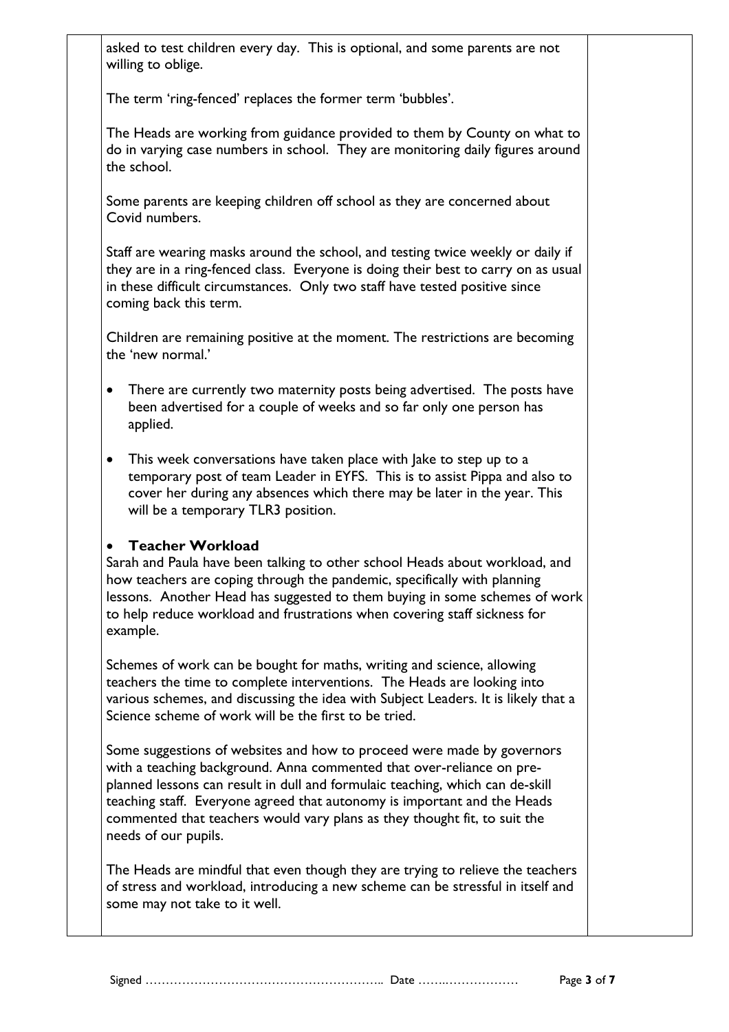asked to test children every day. This is optional, and some parents are not willing to oblige.

The term 'ring-fenced' replaces the former term 'bubbles'.

The Heads are working from guidance provided to them by County on what to do in varying case numbers in school. They are monitoring daily figures around the school.

Some parents are keeping children off school as they are concerned about Covid numbers.

Staff are wearing masks around the school, and testing twice weekly or daily if they are in a ring-fenced class. Everyone is doing their best to carry on as usual in these difficult circumstances. Only two staff have tested positive since coming back this term.

Children are remaining positive at the moment. The restrictions are becoming the 'new normal.'

- There are currently two maternity posts being advertised. The posts have been advertised for a couple of weeks and so far only one person has applied.

- This week conversations have taken place with Jake to step up to a temporary post of team Leader in EYFS. This is to assist Pippa and also to cover her during any absences which there may be later in the year. This will be a temporary TLR3 position.

- **Teacher Workload**

Sarah and Paula have been talking to other school Heads about workload, and how teachers are coping through the pandemic, specifically with planning lessons. Another Head has suggested to them buying in some schemes of work to help reduce workload and frustrations when covering staff sickness for example.

Schemes of work can be bought for maths, writing and science, allowing teachers the time to complete interventions. The Heads are looking into various schemes, and discussing the idea with Subject Leaders. It is likely that a Science scheme of work will be the first to be tried.

Some suggestions of websites and how to proceed were made by governors with a teaching background. Anna commented that over-reliance on pre-planned lessons can result in dull and formulaic teaching, which can de-skill teaching staff. Everyone agreed that autonomy is important and the Heads commented that teachers would vary plans as they thought fit, to suit the needs of our pupils.

The Heads are mindful that even though they are trying to relieve the teachers of stress and workload, introducing a new scheme can be stressful in itself and some may not take to it well.

Signed ………………………………………………….. Date ……..………………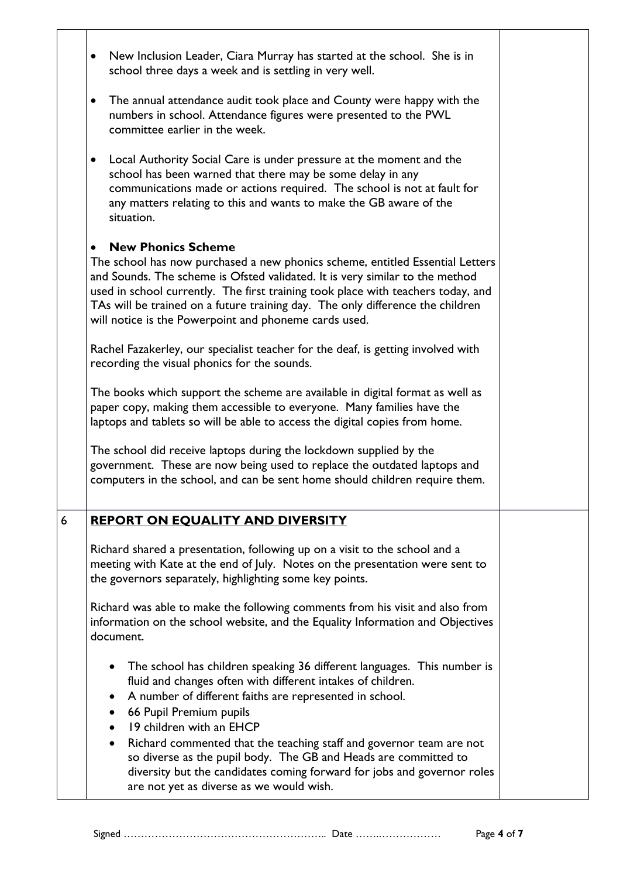- New Inclusion Leader, Ciara Murray has started at the school. She is in school three days a week and is settling in very well.

- The annual attendance audit took place and County were happy with the numbers in school. Attendance figures were presented to the PWL committee earlier in the week.

- Local Authority Social Care is under pressure at the moment and the school has been warned that there may be some delay in any communications made or actions required. The school is not at fault for any matters relating to this and wants to make the GB aware of the situation.

- **New Phonics Scheme**

The school has now purchased a new phonics scheme, entitled Essential Letters and Sounds. The scheme is Ofsted validated. It is very similar to the method used in school currently. The first training took place with teachers today, and TAs will be trained on a future training day. The only difference the children will notice is the Powerpoint and phoneme cards used.

Rachel Fazakerley, our specialist teacher for the deaf, is getting involved with recording the visual phonics for the sounds.

The books which support the scheme are available in digital format as well as paper copy, making them accessible to everyone. Many families have the laptops and tablets so will be able to access the digital copies from home.

The school did receive laptops during the lockdown supplied by the government. These are now being used to replace the outdated laptops and computers in the school, and can be sent home should children require them.

## 6 REPORT ON EQUALITY AND DIVERSITY

Richard shared a presentation, following up on a visit to the school and a meeting with Kate at the end of July. Notes on the presentation were sent to the governors separately, highlighting some key points.

Richard was able to make the following comments from his visit and also from information on the school website, and the Equality Information and Objectives document.

- The school has children speaking 36 different languages. This number is fluid and changes often with different intakes of children.
- A number of different faiths are represented in school.
- 66 Pupil Premium pupils
- 19 children with an EHCP
- Richard commented that the teaching staff and governor team are not so diverse as the pupil body. The GB and Heads are committed to diversity but the candidates coming forward for jobs and governor roles are not yet as diverse as we would wish.

Signed ………………………………………………….. Date ……..………………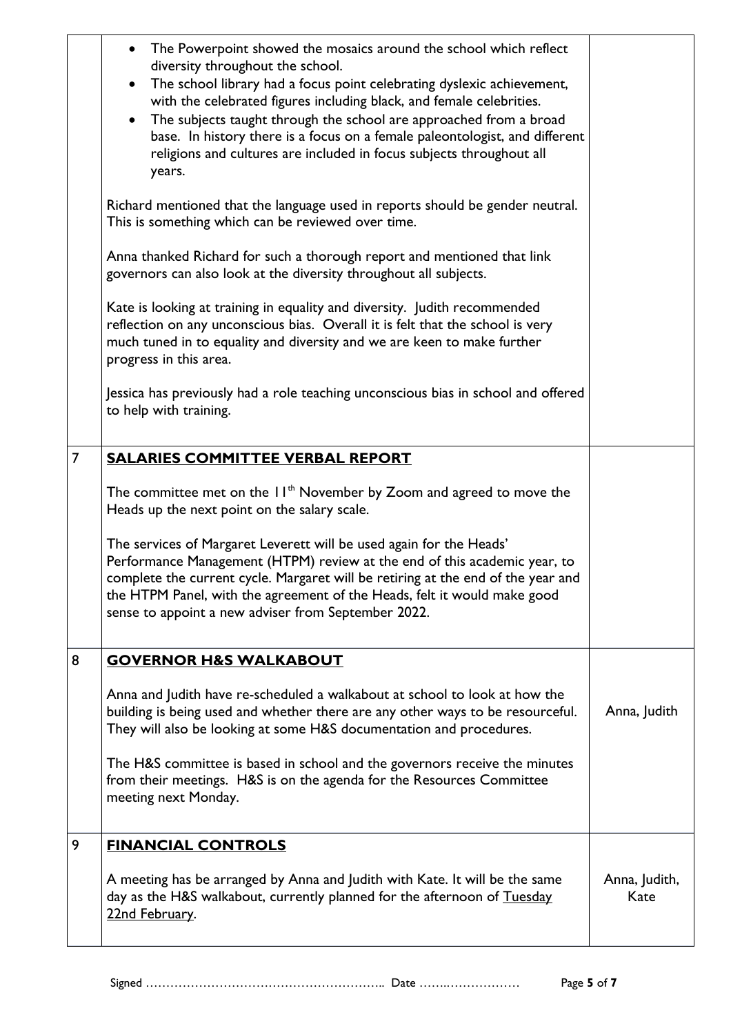| | | |
|---|---|---|
| | • The Powerpoint showed the mosaics around the school which reflect diversity throughout the school.<br>• The school library had a focus point celebrating dyslexic achievement, with the celebrated figures including black, and female celebrities.<br>• The subjects taught through the school are approached from a broad base. In history there is a focus on a female paleontologist, and different religions and cultures are included in focus subjects throughout all years.<br><br>Richard mentioned that the language used in reports should be gender neutral. This is something which can be reviewed over time.<br><br>Anna thanked Richard for such a thorough report and mentioned that link governors can also look at the diversity throughout all subjects.<br><br>Kate is looking at training in equality and diversity. Judith recommended reflection on any unconscious bias. Overall it is felt that the school is very much tuned in to equality and diversity and we are keen to make further progress in this area.<br><br>Jessica has previously had a role teaching unconscious bias in school and offered to help with training. | |
| 7 | **SALARIES COMMITTEE VERBAL REPORT**<br><br>The committee met on the 11th November by Zoom and agreed to move the Heads up the next point on the salary scale.<br><br>The services of Margaret Leverett will be used again for the Heads' Performance Management (HTPM) review at the end of this academic year, to complete the current cycle. Margaret will be retiring at the end of the year and the HTPM Panel, with the agreement of the Heads, felt it would make good sense to appoint a new adviser from September 2022. | |
| 8 | **GOVERNOR H&S WALKABOUT**<br><br>Anna and Judith have re-scheduled a walkabout at school to look at how the building is being used and whether there are any other ways to be resourceful. They will also be looking at some H&S documentation and procedures.<br><br>The H&S committee is based in school and the governors receive the minutes from their meetings. H&S is on the agenda for the Resources Committee meeting next Monday. | Anna, Judith |
| 9 | **FINANCIAL CONTROLS**<br><br>A meeting has be arranged by Anna and Judith with Kate. It will be the same day as the H&S walkabout, currently planned for the afternoon of Tuesday 22nd February. | Anna, Judith, Kate |

Signed ………………………………………………….. Date ……..………………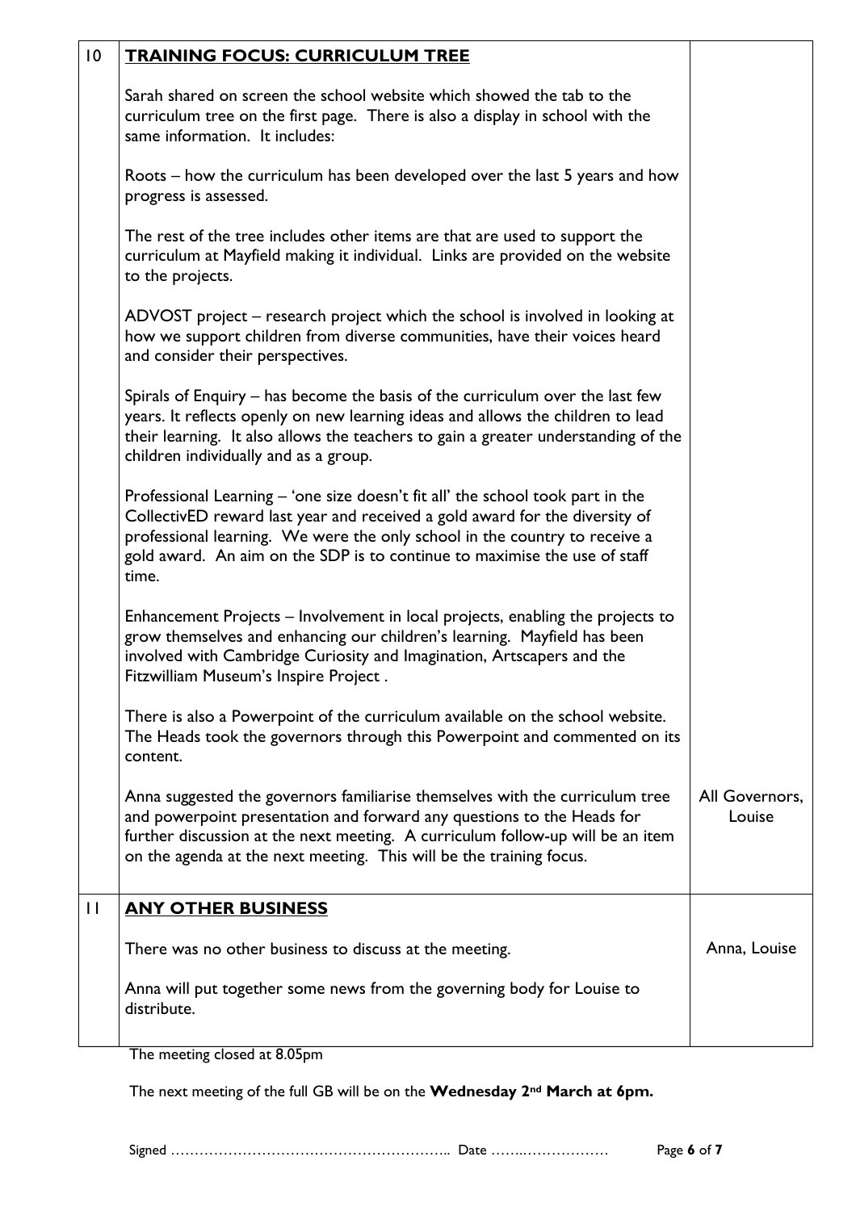| | | |
|---|---|---|
| 10 | **TRAINING FOCUS: CURRICULUM TREE**<br><br>Sarah shared on screen the school website which showed the tab to the curriculum tree on the first page. There is also a display in school with the same information. It includes:<br><br>Roots – how the curriculum has been developed over the last 5 years and how progress is assessed.<br><br>The rest of the tree includes other items are that are used to support the curriculum at Mayfield making it individual. Links are provided on the website to the projects.<br><br>ADVOST project – research project which the school is involved in looking at how we support children from diverse communities, have their voices heard and consider their perspectives.<br><br>Spirals of Enquiry – has become the basis of the curriculum over the last few years. It reflects openly on new learning ideas and allows the children to lead their learning. It also allows the teachers to gain a greater understanding of the children individually and as a group.<br><br>Professional Learning – 'one size doesn't fit all' the school took part in the CollectivED reward last year and received a gold award for the diversity of professional learning. We were the only school in the country to receive a gold award. An aim on the SDP is to continue to maximise the use of staff time.<br><br>Enhancement Projects – Involvement in local projects, enabling the projects to grow themselves and enhancing our children's learning. Mayfield has been involved with Cambridge Curiosity and Imagination, Artscapers and the Fitzwilliam Museum's Inspire Project .<br><br>There is also a Powerpoint of the curriculum available on the school website. The Heads took the governors through this Powerpoint and commented on its content.<br><br>Anna suggested the governors familiarise themselves with the curriculum tree and powerpoint presentation and forward any questions to the Heads for further discussion at the next meeting. A curriculum follow-up will be an item on the agenda at the next meeting. This will be the training focus. | All Governors, Louise |
| 11 | **ANY OTHER BUSINESS**<br><br>There was no other business to discuss at the meeting.<br><br>Anna will put together some news from the governing body for Louise to distribute. | Anna, Louise |

The meeting closed at 8.05pm

The next meeting of the full GB will be on the **Wednesday 2nd March at 6pm.**

Signed ………………………………………………….. Date ……..………………